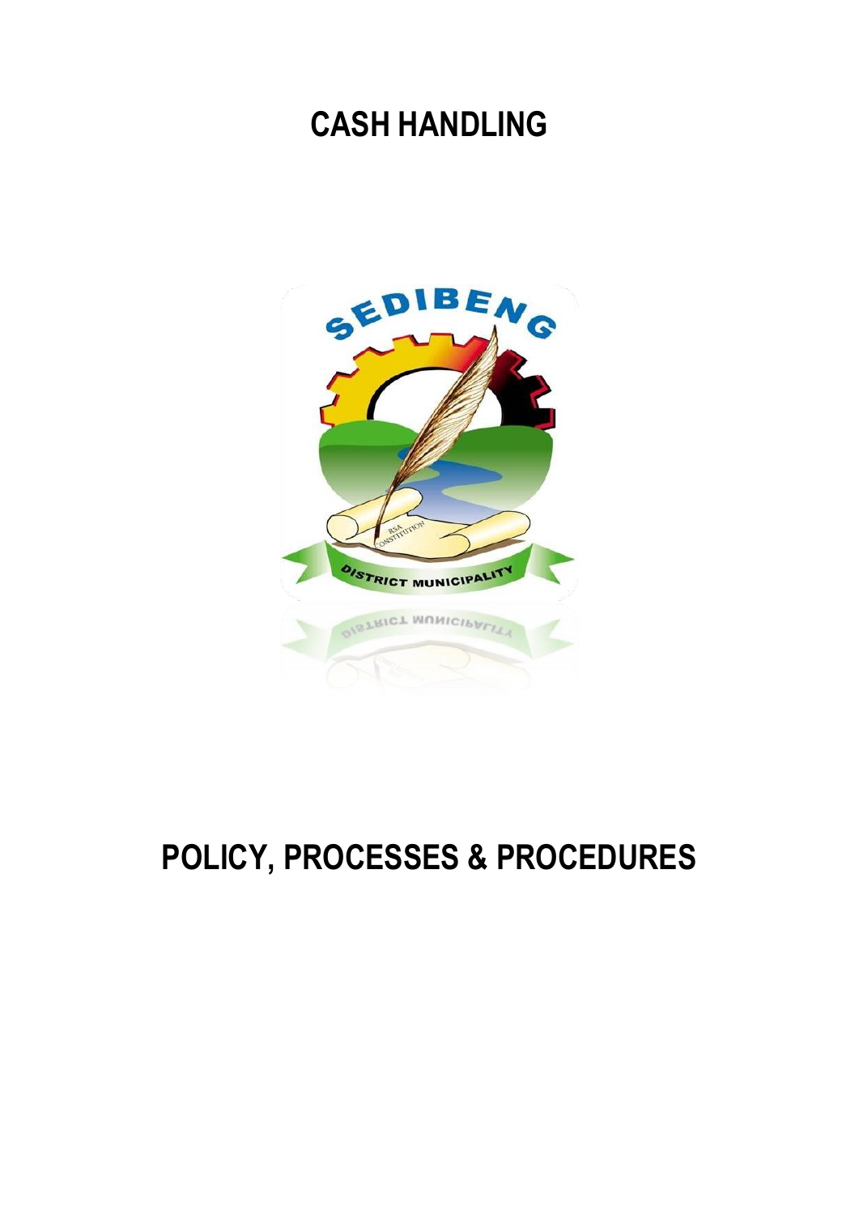# CASH HANDLING

# POLICY, PROCESSES & PROCEDURES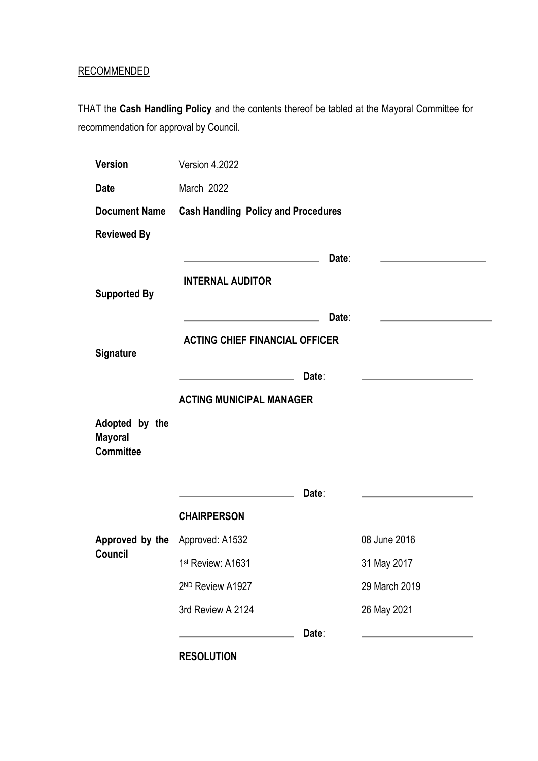RECOMMENDED

THAT the **Cash Handling Policy** and the contents thereof be tabled at the Mayoral Committee for recommendation for approval by Council.

| | | | |
|---|---|---|---|
| **Version** | Version 4.2022 | | |
| **Date** | March 2022 | | |
| **Document Name** | **Cash Handling Policy and Procedures** | | |
| **Reviewed By** | | | |
| | ______________________ | **Date**: | ______________________ |
| | **INTERNAL AUDITOR** | | |
| **Supported By** | | | |
| | ______________________ | **Date**: | ______________________ |
| | **ACTING CHIEF FINANCIAL OFFICER** | | |
| **Signature** | | | |
| | ______________________ | **Date**: | ______________________ |
| | **ACTING MUNICIPAL MANAGER** | | |
| **Adopted by the Mayoral Committee** | | | |
| | ______________________ | **Date**: | ______________________ |
| | **CHAIRPERSON** | | |
| **Approved by the Council** | Approved: A1532 | | 08 June 2016 |
| | 1st Review: A1631 | | 31 May 2017 |
| | 2ND Review A1927 | | 29 March 2019 |
| | 3rd Review A 2124 | | 26 May 2021 |
| | ______________________ | **Date**: | ______________________ |
| | **RESOLUTION** | | |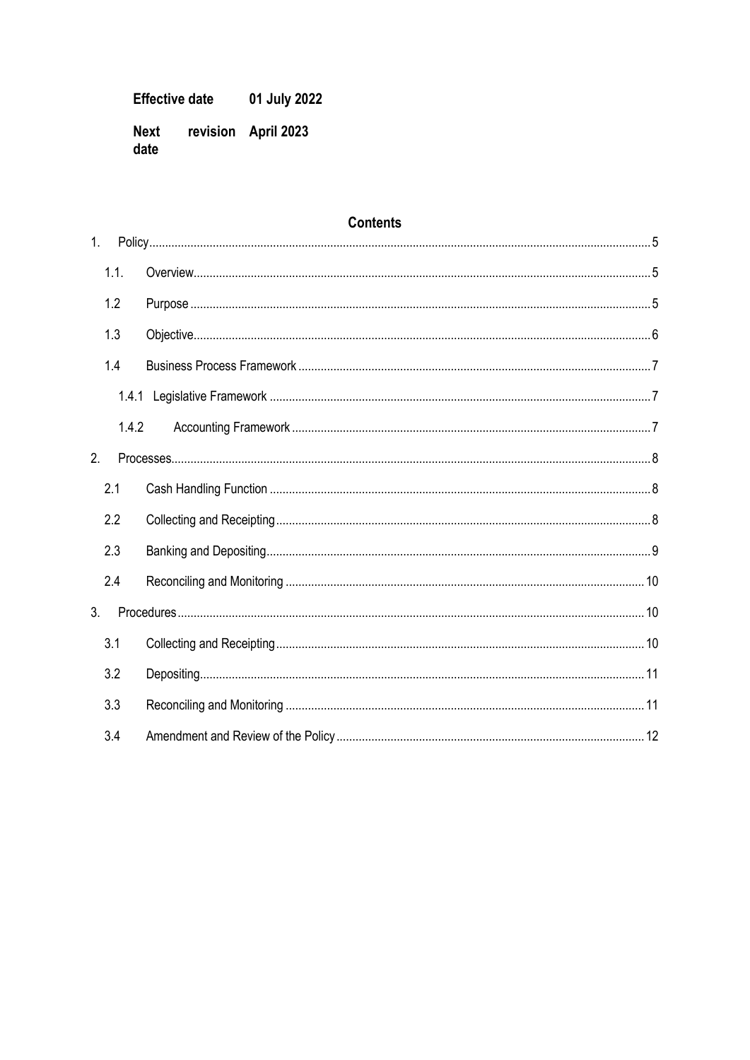| **Effective date** | **01 July 2022** |
|---|---|
| **Next revision date** | **April 2023** |

## Contents

1. Policy ........ 5
   - 1.1. Overview ........ 5
   - 1.2 Purpose ........ 5
   - 1.3 Objective ........ 6
   - 1.4 Business Process Framework ........ 7
     - 1.4.1 Legislative Framework ........ 7
     - 1.4.2 Accounting Framework ........ 7
2. Processes ........ 8
   - 2.1 Cash Handling Function ........ 8
   - 2.2 Collecting and Receipting ........ 8
   - 2.3 Banking and Depositing ........ 9
   - 2.4 Reconciling and Monitoring ........ 10
3. Procedures ........ 10
   - 3.1 Collecting and Receipting ........ 10
   - 3.2 Depositing ........ 11
   - 3.3 Reconciling and Monitoring ........ 11
   - 3.4 Amendment and Review of the Policy ........ 12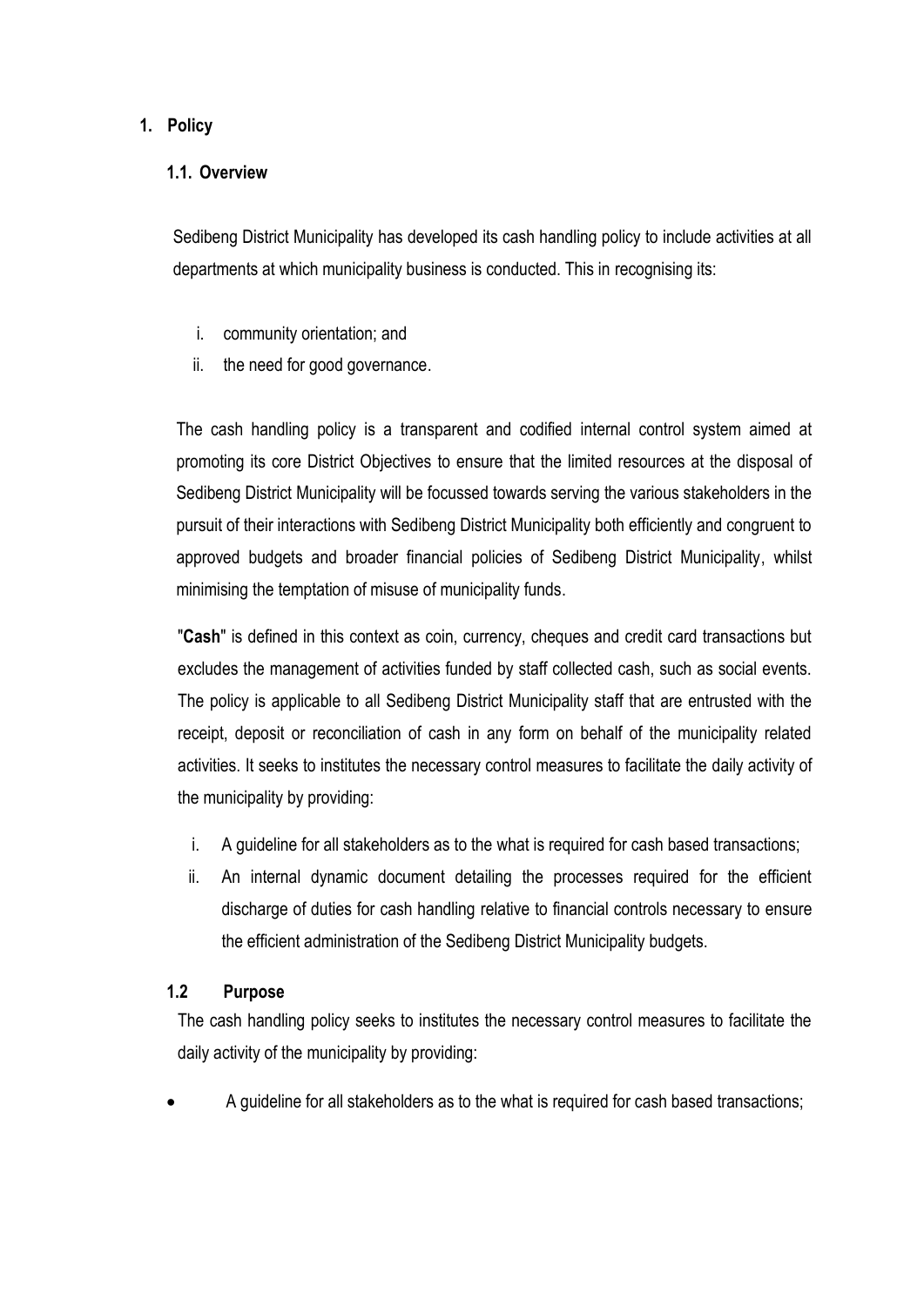# 1. Policy

## 1.1. Overview

Sedibeng District Municipality has developed its cash handling policy to include activities at all departments at which municipality business is conducted. This in recognising its:

i. community orientation; and
ii. the need for good governance.

The cash handling policy is a transparent and codified internal control system aimed at promoting its core District Objectives to ensure that the limited resources at the disposal of Sedibeng District Municipality will be focussed towards serving the various stakeholders in the pursuit of their interactions with Sedibeng District Municipality both efficiently and congruent to approved budgets and broader financial policies of Sedibeng District Municipality, whilst minimising the temptation of misuse of municipality funds.

"**Cash**" is defined in this context as coin, currency, cheques and credit card transactions but excludes the management of activities funded by staff collected cash, such as social events. The policy is applicable to all Sedibeng District Municipality staff that are entrusted with the receipt, deposit or reconciliation of cash in any form on behalf of the municipality related activities. It seeks to institutes the necessary control measures to facilitate the daily activity of the municipality by providing:

i. A guideline for all stakeholders as to the what is required for cash based transactions;
ii. An internal dynamic document detailing the processes required for the efficient discharge of duties for cash handling relative to financial controls necessary to ensure the efficient administration of the Sedibeng District Municipality budgets.

## 1.2 Purpose

The cash handling policy seeks to institutes the necessary control measures to facilitate the daily activity of the municipality by providing:

- A guideline for all stakeholders as to the what is required for cash based transactions;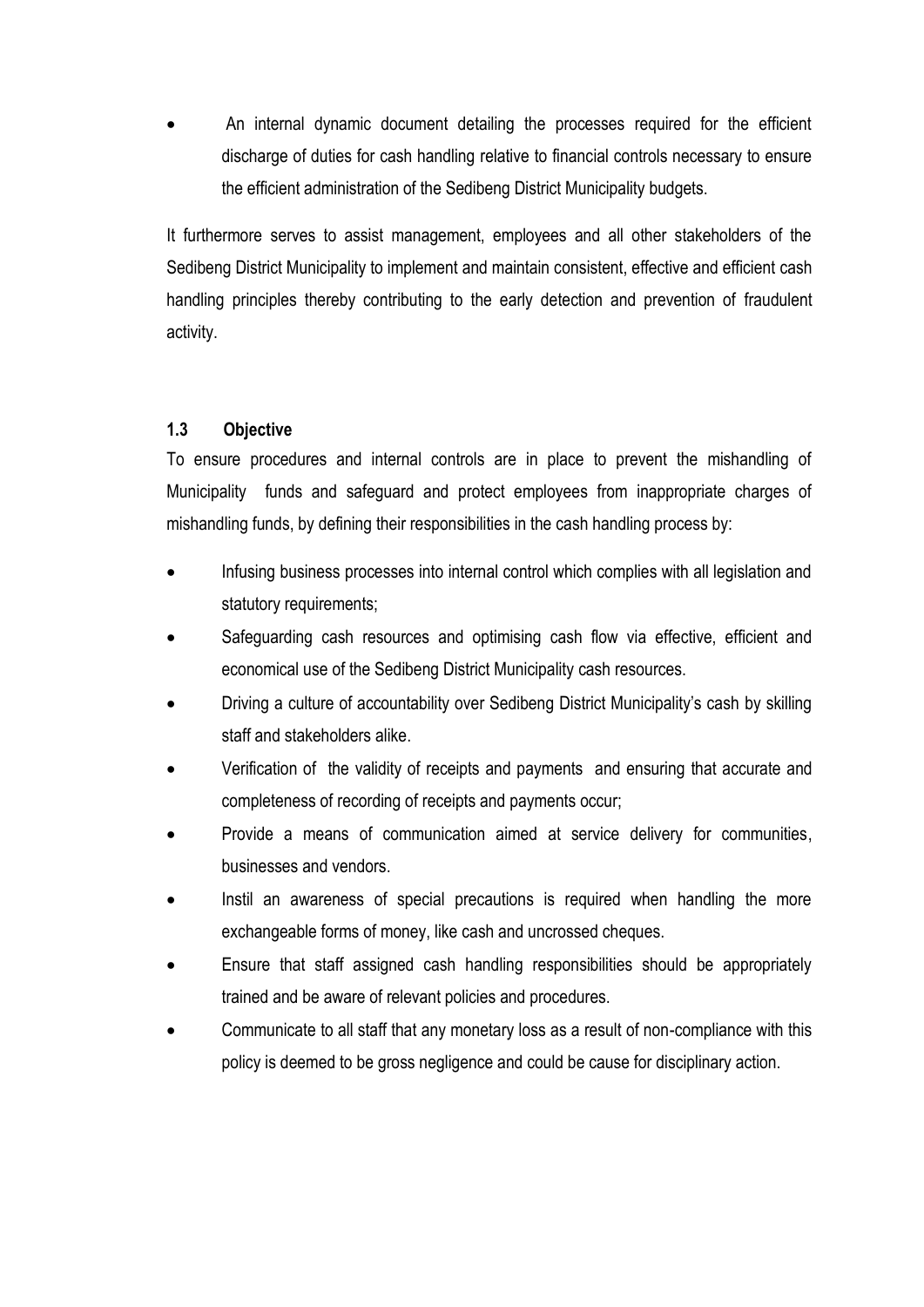- An internal dynamic document detailing the processes required for the efficient discharge of duties for cash handling relative to financial controls necessary to ensure the efficient administration of the Sedibeng District Municipality budgets.

It furthermore serves to assist management, employees and all other stakeholders of the Sedibeng District Municipality to implement and maintain consistent, effective and efficient cash handling principles thereby contributing to the early detection and prevention of fraudulent activity.

### 1.3 Objective

To ensure procedures and internal controls are in place to prevent the mishandling of Municipality funds and safeguard and protect employees from inappropriate charges of mishandling funds, by defining their responsibilities in the cash handling process by:

- Infusing business processes into internal control which complies with all legislation and statutory requirements;
- Safeguarding cash resources and optimising cash flow via effective, efficient and economical use of the Sedibeng District Municipality cash resources.
- Driving a culture of accountability over Sedibeng District Municipality's cash by skilling staff and stakeholders alike.
- Verification of the validity of receipts and payments and ensuring that accurate and completeness of recording of receipts and payments occur;
- Provide a means of communication aimed at service delivery for communities, businesses and vendors.
- Instil an awareness of special precautions is required when handling the more exchangeable forms of money, like cash and uncrossed cheques.
- Ensure that staff assigned cash handling responsibilities should be appropriately trained and be aware of relevant policies and procedures.
- Communicate to all staff that any monetary loss as a result of non-compliance with this policy is deemed to be gross negligence and could be cause for disciplinary action.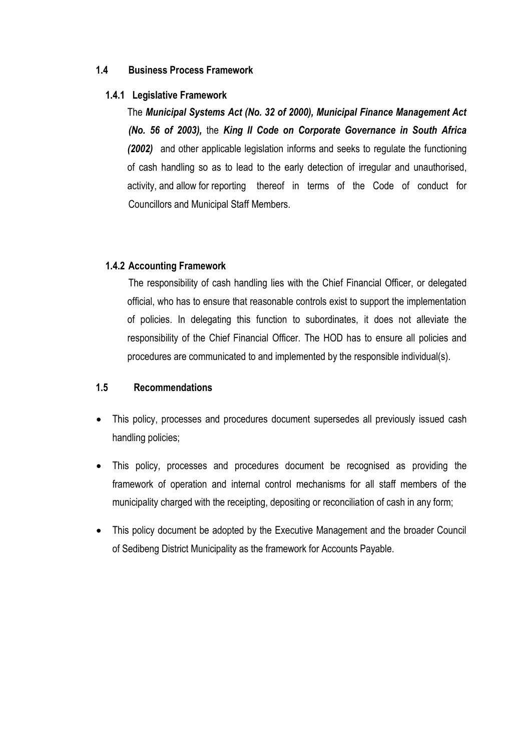## 1.4 Business Process Framework

### 1.4.1 Legislative Framework

The ***Municipal Systems Act (No. 32 of 2000), Municipal Finance Management Act (No. 56 of 2003),*** the ***King II Code on Corporate Governance in South Africa (2002)*** and other applicable legislation informs and seeks to regulate the functioning of cash handling so as to lead to the early detection of irregular and unauthorised, activity, and allow for reporting thereof in terms of the Code of conduct for Councillors and Municipal Staff Members.

### 1.4.2 Accounting Framework

The responsibility of cash handling lies with the Chief Financial Officer, or delegated official, who has to ensure that reasonable controls exist to support the implementation of policies. In delegating this function to subordinates, it does not alleviate the responsibility of the Chief Financial Officer. The HOD has to ensure all policies and procedures are communicated to and implemented by the responsible individual(s).

## 1.5 Recommendations

- This policy, processes and procedures document supersedes all previously issued cash handling policies;
- This policy, processes and procedures document be recognised as providing the framework of operation and internal control mechanisms for all staff members of the municipality charged with the receipting, depositing or reconciliation of cash in any form;
- This policy document be adopted by the Executive Management and the broader Council of Sedibeng District Municipality as the framework for Accounts Payable.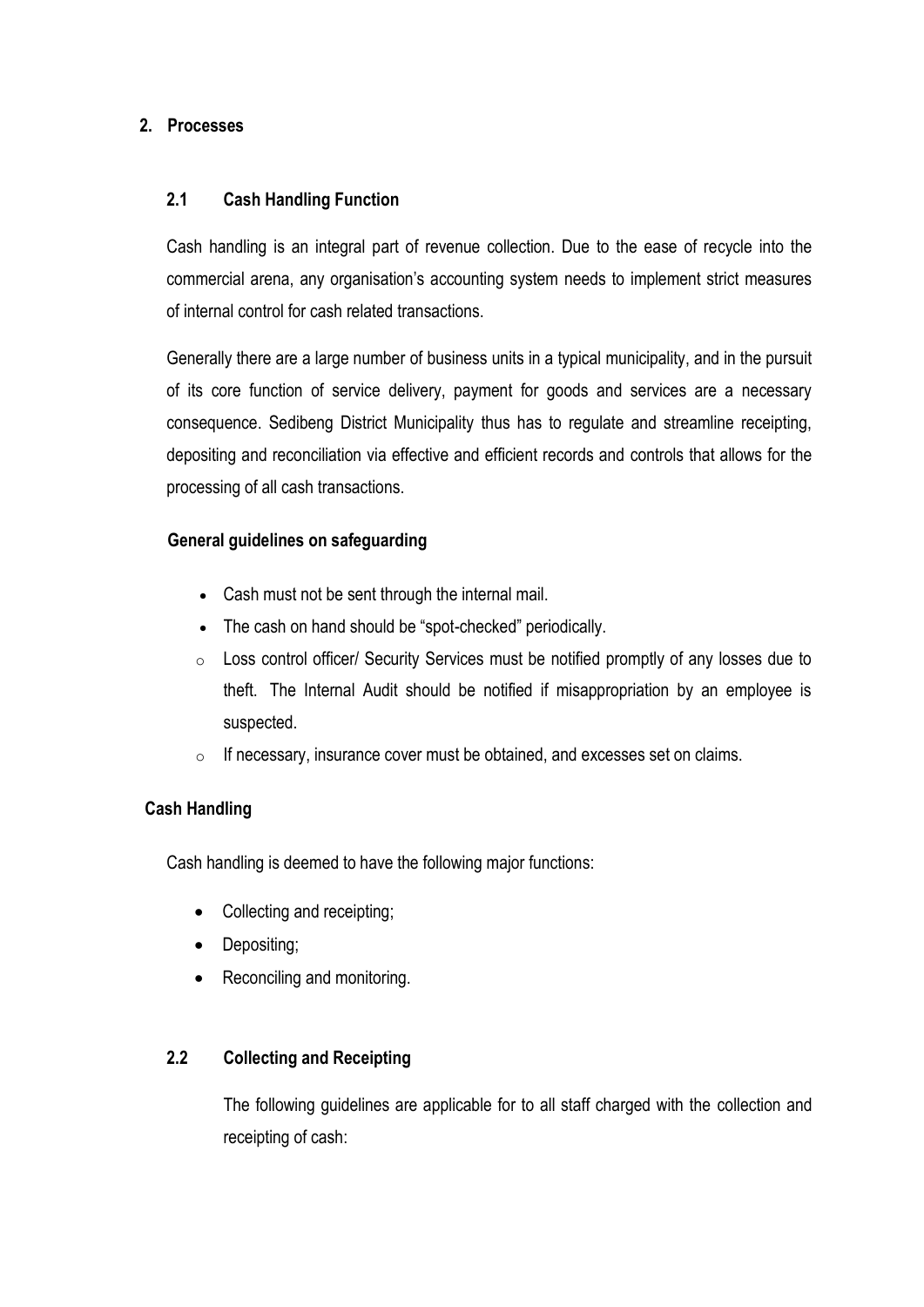## 2. Processes

### 2.1 Cash Handling Function

Cash handling is an integral part of revenue collection. Due to the ease of recycle into the commercial arena, any organisation's accounting system needs to implement strict measures of internal control for cash related transactions.

Generally there are a large number of business units in a typical municipality, and in the pursuit of its core function of service delivery, payment for goods and services are a necessary consequence. Sedibeng District Municipality thus has to regulate and streamline receipting, depositing and reconciliation via effective and efficient records and controls that allows for the processing of all cash transactions.

**General guidelines on safeguarding**

- Cash must not be sent through the internal mail.
- The cash on hand should be "spot-checked" periodically.
  - Loss control officer/ Security Services must be notified promptly of any losses due to theft. The Internal Audit should be notified if misappropriation by an employee is suspected.
  - If necessary, insurance cover must be obtained, and excesses set on claims.

**Cash Handling**

Cash handling is deemed to have the following major functions:

- Collecting and receipting;
- Depositing;
- Reconciling and monitoring.

### 2.2 Collecting and Receipting

The following guidelines are applicable for to all staff charged with the collection and receipting of cash: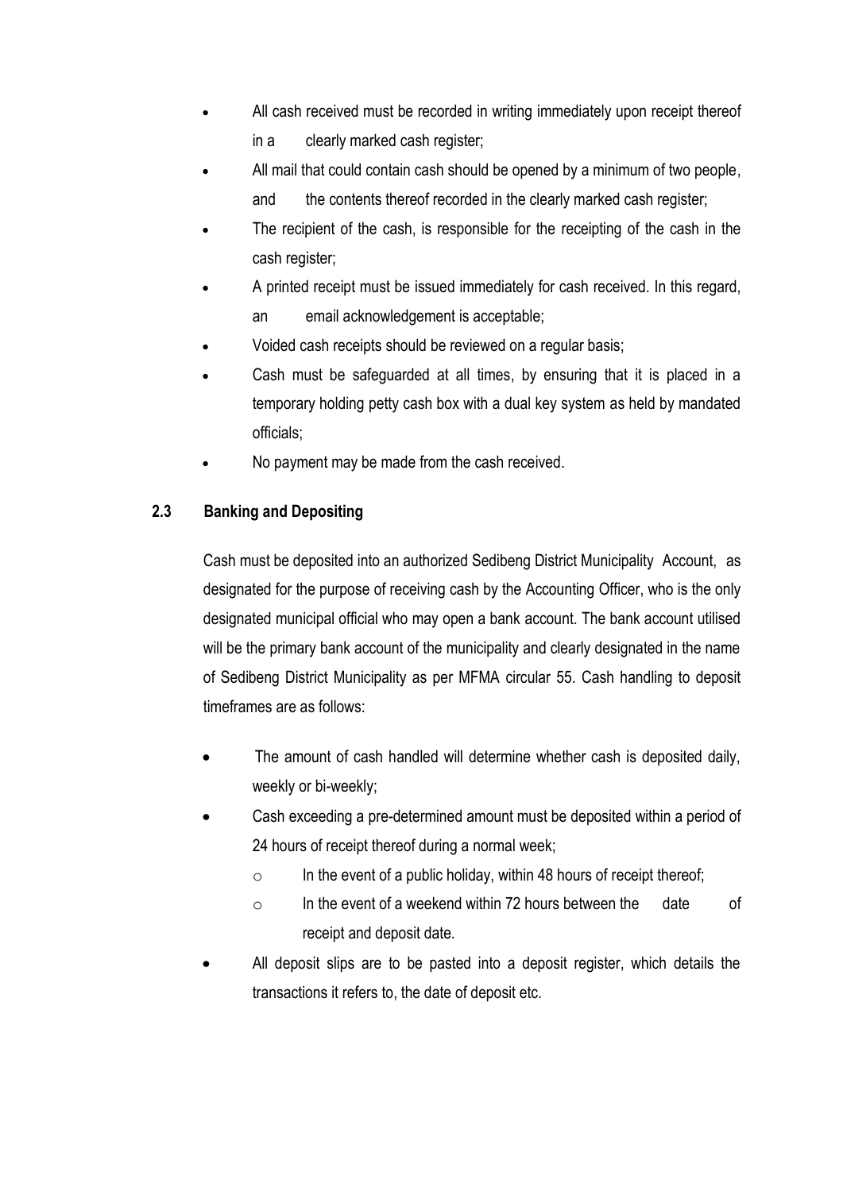- All cash received must be recorded in writing immediately upon receipt thereof in a clearly marked cash register;
- All mail that could contain cash should be opened by a minimum of two people, and the contents thereof recorded in the clearly marked cash register;
- The recipient of the cash, is responsible for the receipting of the cash in the cash register;
- A printed receipt must be issued immediately for cash received. In this regard, an email acknowledgement is acceptable;
- Voided cash receipts should be reviewed on a regular basis;
- Cash must be safeguarded at all times, by ensuring that it is placed in a temporary holding petty cash box with a dual key system as held by mandated officials;
- No payment may be made from the cash received.

### 2.3 Banking and Depositing

Cash must be deposited into an authorized Sedibeng District Municipality Account, as designated for the purpose of receiving cash by the Accounting Officer, who is the only designated municipal official who may open a bank account. The bank account utilised will be the primary bank account of the municipality and clearly designated in the name of Sedibeng District Municipality as per MFMA circular 55. Cash handling to deposit timeframes are as follows:

- The amount of cash handled will determine whether cash is deposited daily, weekly or bi-weekly;
- Cash exceeding a pre-determined amount must be deposited within a period of 24 hours of receipt thereof during a normal week;
  - In the event of a public holiday, within 48 hours of receipt thereof;
  - In the event of a weekend within 72 hours between the date of receipt and deposit date.
- All deposit slips are to be pasted into a deposit register, which details the transactions it refers to, the date of deposit etc.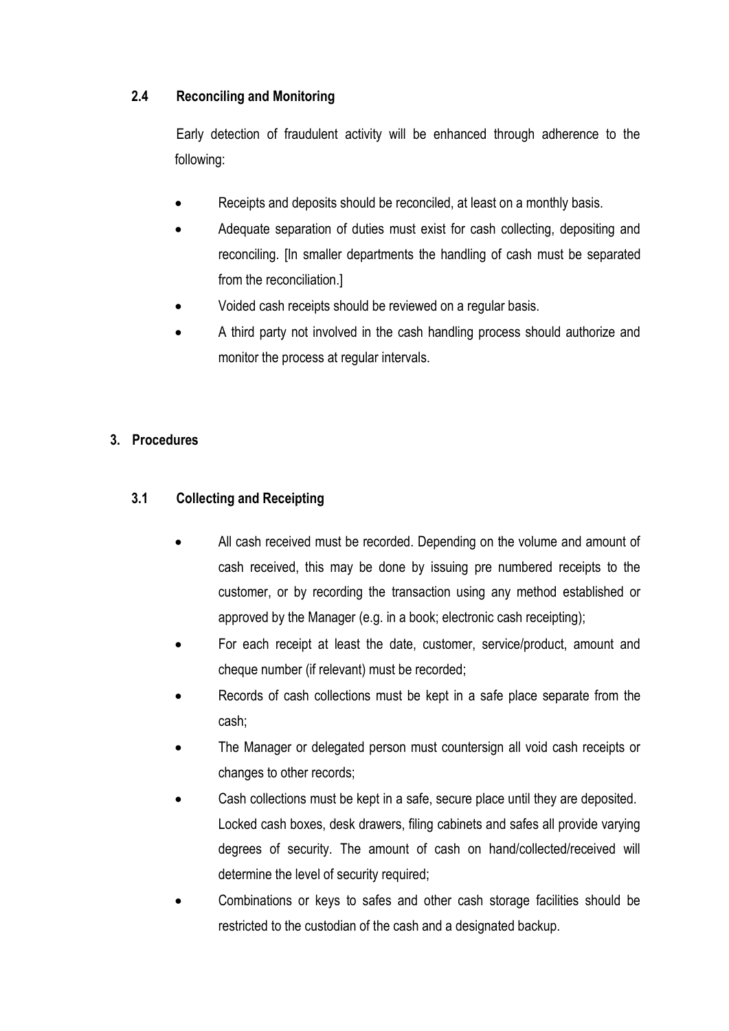### 2.4 Reconciling and Monitoring

Early detection of fraudulent activity will be enhanced through adherence to the following:

- Receipts and deposits should be reconciled, at least on a monthly basis.
- Adequate separation of duties must exist for cash collecting, depositing and reconciling. [In smaller departments the handling of cash must be separated from the reconciliation.]
- Voided cash receipts should be reviewed on a regular basis.
- A third party not involved in the cash handling process should authorize and monitor the process at regular intervals.

## 3. Procedures

### 3.1 Collecting and Receipting

- All cash received must be recorded. Depending on the volume and amount of cash received, this may be done by issuing pre numbered receipts to the customer, or by recording the transaction using any method established or approved by the Manager (e.g. in a book; electronic cash receipting);
- For each receipt at least the date, customer, service/product, amount and cheque number (if relevant) must be recorded;
- Records of cash collections must be kept in a safe place separate from the cash;
- The Manager or delegated person must countersign all void cash receipts or changes to other records;
- Cash collections must be kept in a safe, secure place until they are deposited. Locked cash boxes, desk drawers, filing cabinets and safes all provide varying degrees of security. The amount of cash on hand/collected/received will determine the level of security required;
- Combinations or keys to safes and other cash storage facilities should be restricted to the custodian of the cash and a designated backup.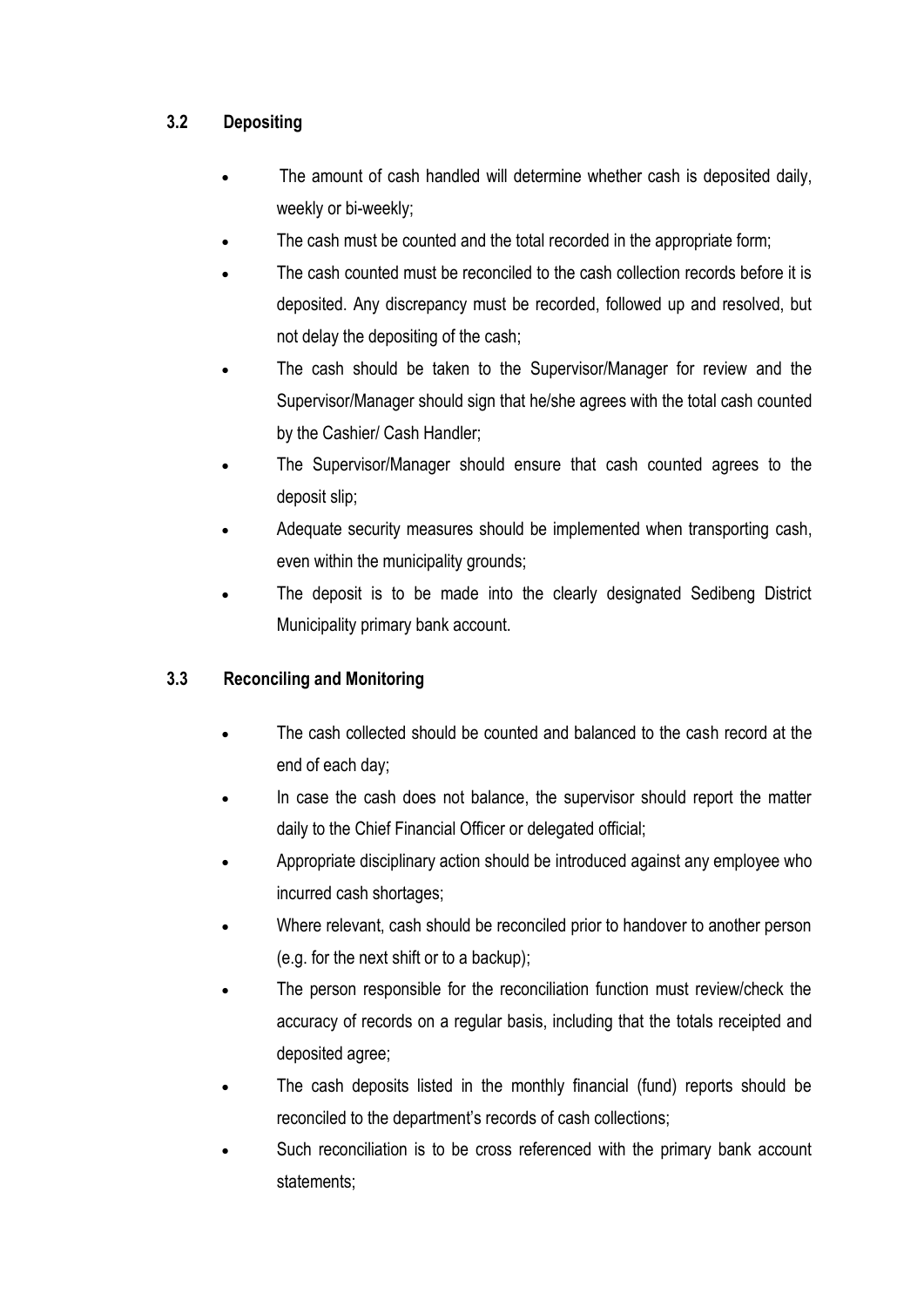### 3.2 Depositing

- The amount of cash handled will determine whether cash is deposited daily, weekly or bi-weekly;
- The cash must be counted and the total recorded in the appropriate form;
- The cash counted must be reconciled to the cash collection records before it is deposited. Any discrepancy must be recorded, followed up and resolved, but not delay the depositing of the cash;
- The cash should be taken to the Supervisor/Manager for review and the Supervisor/Manager should sign that he/she agrees with the total cash counted by the Cashier/ Cash Handler;
- The Supervisor/Manager should ensure that cash counted agrees to the deposit slip;
- Adequate security measures should be implemented when transporting cash, even within the municipality grounds;
- The deposit is to be made into the clearly designated Sedibeng District Municipality primary bank account.

### 3.3 Reconciling and Monitoring

- The cash collected should be counted and balanced to the cash record at the end of each day;
- In case the cash does not balance, the supervisor should report the matter daily to the Chief Financial Officer or delegated official;
- Appropriate disciplinary action should be introduced against any employee who incurred cash shortages;
- Where relevant, cash should be reconciled prior to handover to another person (e.g. for the next shift or to a backup);
- The person responsible for the reconciliation function must review/check the accuracy of records on a regular basis, including that the totals receipted and deposited agree;
- The cash deposits listed in the monthly financial (fund) reports should be reconciled to the department's records of cash collections;
- Such reconciliation is to be cross referenced with the primary bank account statements;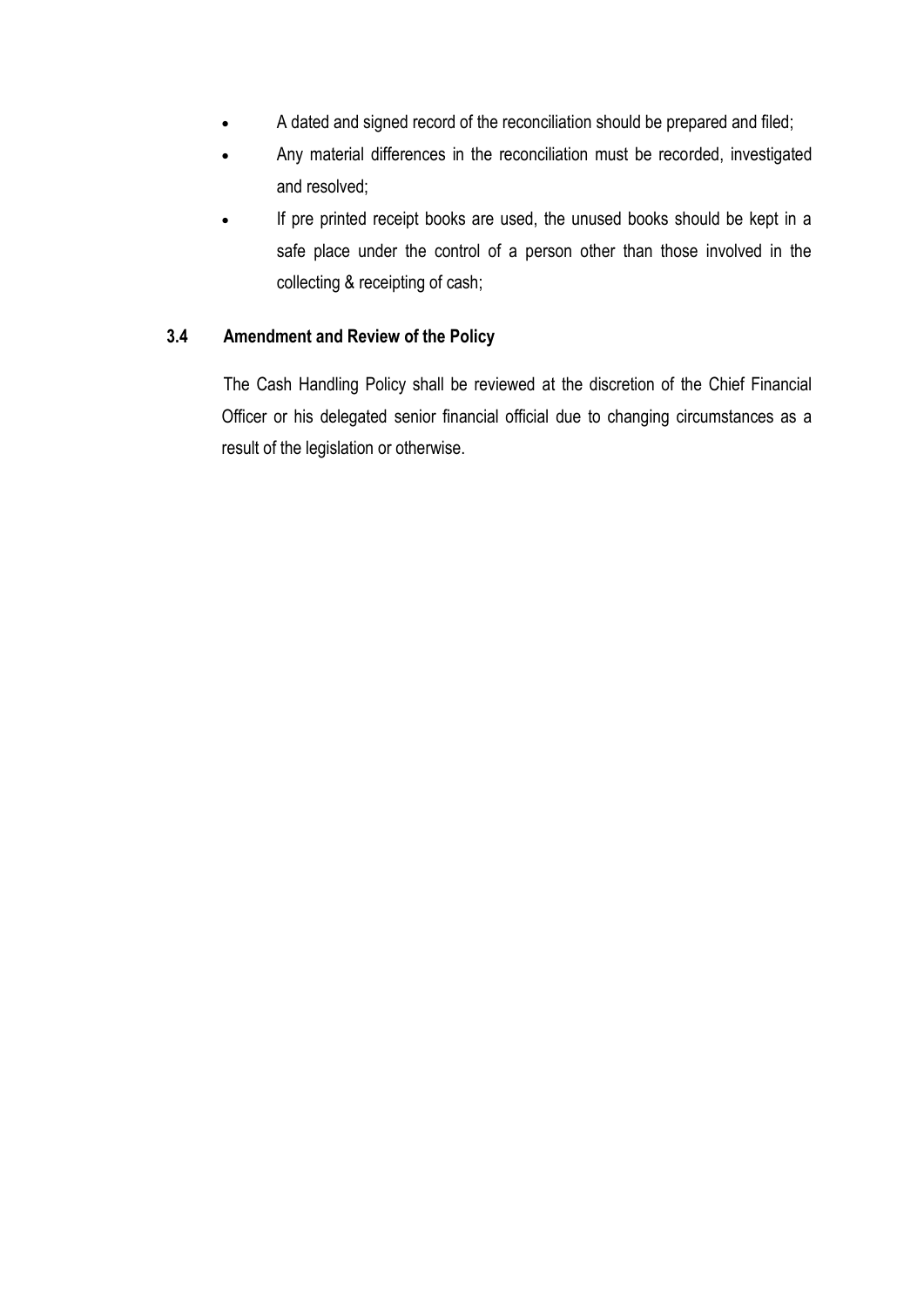- A dated and signed record of the reconciliation should be prepared and filed;
- Any material differences in the reconciliation must be recorded, investigated and resolved;
- If pre printed receipt books are used, the unused books should be kept in a safe place under the control of a person other than those involved in the collecting & receipting of cash;

### 3.4 Amendment and Review of the Policy

The Cash Handling Policy shall be reviewed at the discretion of the Chief Financial Officer or his delegated senior financial official due to changing circumstances as a result of the legislation or otherwise.